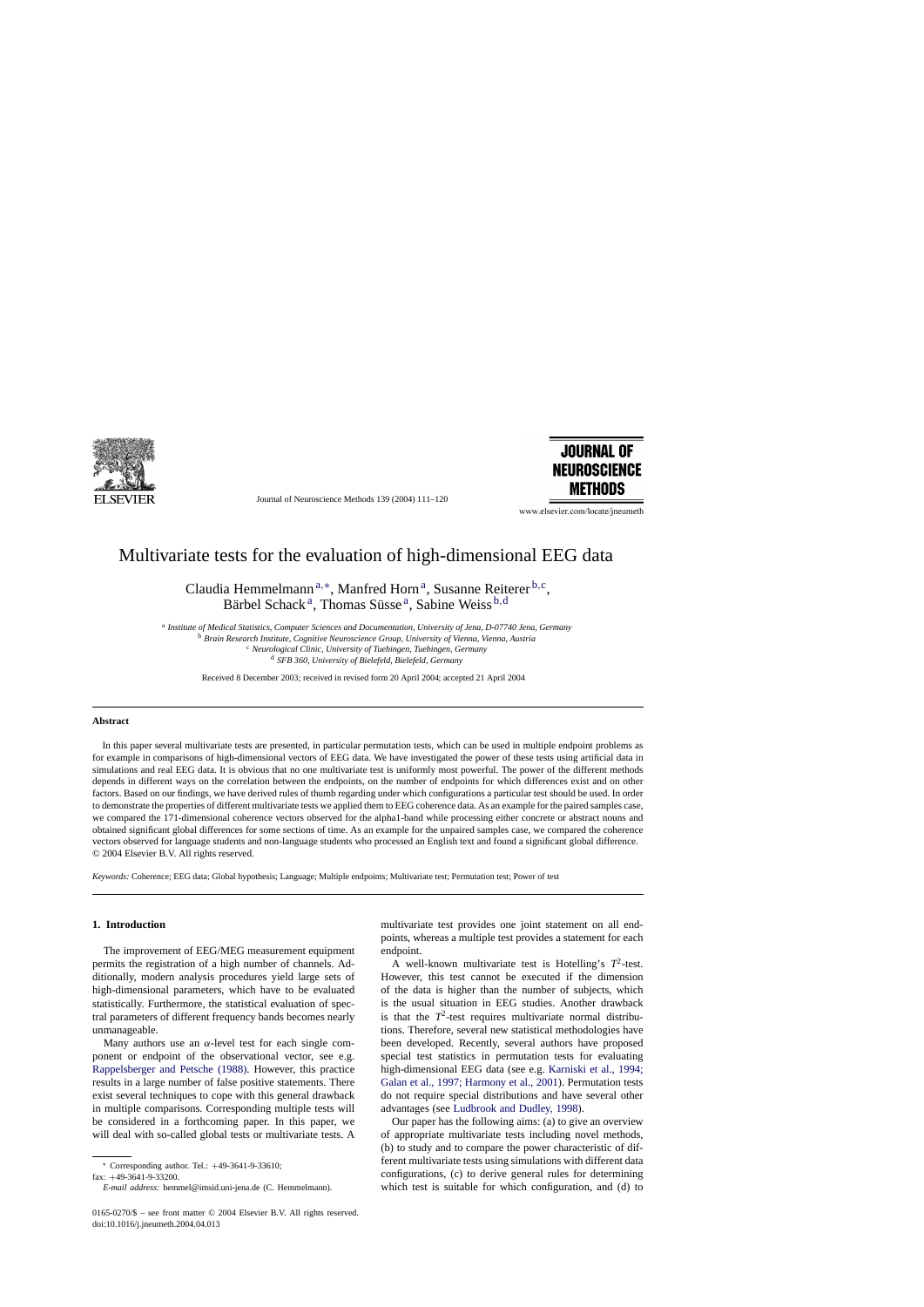# Multivariate tests for the evaluation of high-dimensional EEG data

Claudia Hemmelmann [a,*], Manfred Horn [a], Susanne Reiterer [b,c], Bärbel Schack [a], Thomas Süsse [a], Sabine Weiss [b,d]

[a] *Institute of Medical Statistics, Computer Sciences and Documentation, University of Jena, D-07740 Jena, Germany*
[b] *Brain Research Institute, Cognitive Neuroscience Group, University of Vienna, Vienna, Austria*
[c] *Neurological Clinic, University of Tuebingen, Tuebingen, Germany*
[d] *SFB 360, University of Bielefeld, Bielefeld, Germany*

Received 8 December 2003; received in revised form 20 April 2004; accepted 21 April 2004

## Abstract

In this paper several multivariate tests are presented, in particular permutation tests, which can be used in multiple endpoint problems as for example in comparisons of high-dimensional vectors of EEG data. We have investigated the power of these tests using artificial data in simulations and real EEG data. It is obvious that no one multivariate test is uniformly most powerful. The power of the different methods depends in different ways on the correlation between the endpoints, on the number of endpoints for which differences exist and on other factors. Based on our findings, we have derived rules of thumb regarding under which configurations a particular test should be used. In order to demonstrate the properties of different multivariate tests we applied them to EEG coherence data. As an example for the paired samples case, we compared the 171-dimensional coherence vectors observed for the alpha1-band while processing either concrete or abstract nouns and obtained significant global differences for some sections of time. As an example for the unpaired samples case, we compared the coherence vectors observed for language students and non-language students who processed an English text and found a significant global difference.
© 2004 Elsevier B.V. All rights reserved.

*Keywords:* Coherence; EEG data; Global hypothesis; Language; Multiple endpoints; Multivariate test; Permutation test; Power of test

## 1. Introduction

The improvement of EEG/MEG measurement equipment permits the registration of a high number of channels. Additionally, modern analysis procedures yield large sets of high-dimensional parameters, which have to be evaluated statistically. Furthermore, the statistical evaluation of spectral parameters of different frequency bands becomes nearly unmanageable.

Many authors use an $\alpha$-level test for each single component or endpoint of the observational vector, see e.g. Rappelsberger and Petsche (1988). However, this practice results in a large number of false positive statements. There exist several techniques to cope with this general drawback in multiple comparisons. Corresponding multiple tests will be considered in a forthcoming paper. In this paper, we will deal with so-called global tests or multivariate tests. A multivariate test provides one joint statement on all endpoints, whereas a multiple test provides a statement for each endpoint.

A well-known multivariate test is Hotelling's $T^2$-test. However, this test cannot be executed if the dimension of the data is higher than the number of subjects, which is the usual situation in EEG studies. Another drawback is that the $T^2$-test requires multivariate normal distributions. Therefore, several new statistical methodologies have been developed. Recently, several authors have proposed special test statistics in permutation tests for evaluating high-dimensional EEG data (see e.g. Karniski et al., 1994; Galan et al., 1997; Harmony et al., 2001). Permutation tests do not require special distributions and have several other advantages (see Ludbrook and Dudley, 1998).

Our paper has the following aims: (a) to give an overview of appropriate multivariate tests including novel methods, (b) to study and to compare the power characteristic of different multivariate tests using simulations with different data configurations, (c) to derive general rules for determining which test is suitable for which configuration, and (d) to

* Corresponding author. Tel.: +49-3641-9-33610; fax: +49-3641-9-33200.
*E-mail address:* hemmel@imsid.uni-jena.de (C. Hemmelmann).

0165-0270/$ – see front matter © 2004 Elsevier B.V. All rights reserved.
doi:10.1016/j.jneumeth.2004.04.013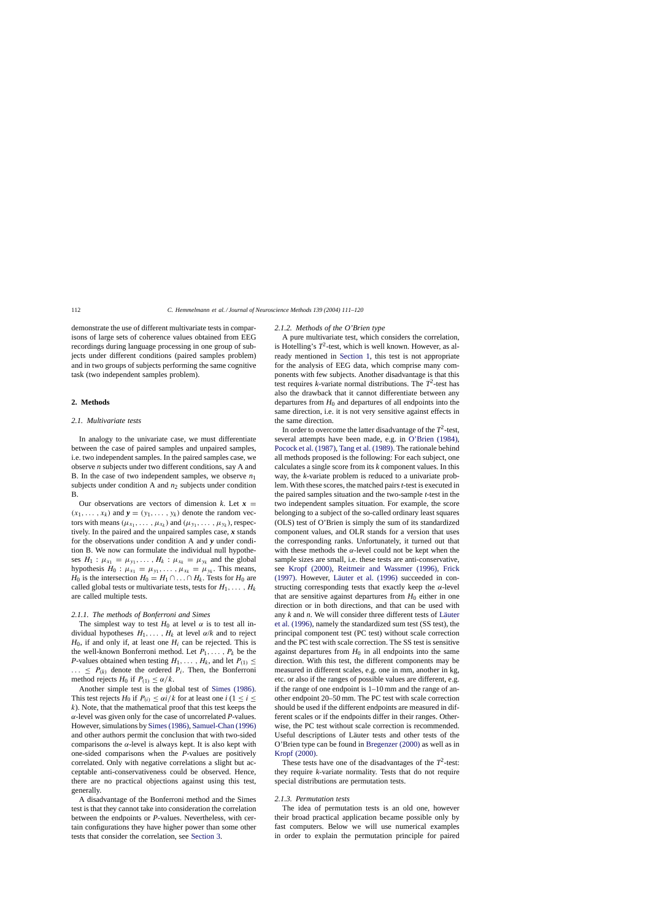demonstrate the use of different multivariate tests in comparisons of large sets of coherence values obtained from EEG recordings during language processing in one group of subjects under different conditions (paired samples problem) and in two groups of subjects performing the same cognitive task (two independent samples problem).

## 2. Methods

### 2.1. Multivariate tests

In analogy to the univariate case, we must differentiate between the case of paired samples and unpaired samples, i.e. two independent samples. In the paired samples case, we observe *n* subjects under two different conditions, say A and B. In the case of two independent samples, we observe $n_1$ subjects under condition A and $n_2$ subjects under condition B.

Our observations are vectors of dimension *k*. Let $\boldsymbol{x} = (x_1, \ldots, x_k)$ and $\boldsymbol{y} = (y_1, \ldots, y_k)$ denote the random vectors with means $(\mu_{x_1}, \ldots, \mu_{x_k})$ and $(\mu_{y_1}, \ldots, \mu_{y_k})$, respectively. In the paired and the unpaired samples case, $\boldsymbol{x}$ stands for the observations under condition A and $\boldsymbol{y}$ under condition B. We now can formulate the individual null hypotheses $H_1 : \mu_{x_1} = \mu_{y_1}, \ldots, H_k : \mu_{x_k} = \mu_{y_k}$ and the global hypothesis $H_0 : \mu_{x_1} = \mu_{y_1}, \ldots, \mu_{x_k} = \mu_{y_k}$. This means, $H_0$ is the intersection $H_0 = H_1 \cap \ldots \cap H_k$. Tests for $H_0$ are called global tests or multivariate tests, tests for $H_1, \ldots, H_k$ are called multiple tests.

#### 2.1.1. The methods of Bonferroni and Simes

The simplest way to test $H_0$ at level $\alpha$ is to test all individual hypotheses $H_1, \ldots, H_k$ at level $\alpha/k$ and to reject $H_0$, if and only if, at least one $H_i$ can be rejected. This is the well-known Bonferroni method. Let $P_1, \ldots, P_k$ be the *P*-values obtained when testing $H_1, \ldots, H_k$, and let $P_{(1)} \leq \ldots \leq P_{(k)}$ denote the ordered $P_i$. Then, the Bonferroni method rejects $H_0$ if $P_{(1)} \leq \alpha/k$.

Another simple test is the global test of Simes (1986). This test rejects $H_0$ if $P_{(i)} \leq \alpha i/k$ for at least one $i$ ($1 \leq i \leq k$). Note, that the mathematical proof that this test keeps the $\alpha$-level was given only for the case of uncorrelated *P*-values. However, simulations by Simes (1986), Samuel-Chan (1996) and other authors permit the conclusion that with two-sided comparisons the $\alpha$-level is always kept. It is also kept with one-sided comparisons when the *P*-values are positively correlated. Only with negative correlations a slight but acceptable anti-conservativeness could be observed. Hence, there are no practical objections against using this test, generally.

A disadvantage of the Bonferroni method and the Simes test is that they cannot take into consideration the correlation between the endpoints or *P*-values. Nevertheless, with certain configurations they have higher power than some other tests that consider the correlation, see Section 3.

#### 2.1.2. Methods of the O'Brien type

A pure multivariate test, which considers the correlation, is Hotelling's $T^2$-test, which is well known. However, as already mentioned in Section 1, this test is not appropriate for the analysis of EEG data, which comprise many components with few subjects. Another disadvantage is that this test requires *k*-variate normal distributions. The $T^2$-test has also the drawback that it cannot differentiate between any departures from $H_0$ and departures of all endpoints into the same direction, i.e. it is not very sensitive against effects in the same direction.

In order to overcome the latter disadvantage of the $T^2$-test, several attempts have been made, e.g. in O'Brien (1984), Pocock et al. (1987), Tang et al. (1989). The rationale behind all methods proposed is the following: For each subject, one calculates a single score from its *k* component values. In this way, the *k*-variate problem is reduced to a univariate problem. With these scores, the matched pairs *t*-test is executed in the paired samples situation and the two-sample *t*-test in the two independent samples situation. For example, the score belonging to a subject of the so-called ordinary least squares (OLS) test of O'Brien is simply the sum of its standardized component values, and OLR stands for a version that uses the corresponding ranks. Unfortunately, it turned out that with these methods the $\alpha$-level could not be kept when the sample sizes are small, i.e. these tests are anti-conservative, see Kropf (2000), Reitmeir and Wassmer (1996), Frick (1997). However, Läuter et al. (1996) succeeded in constructing corresponding tests that exactly keep the $\alpha$-level that are sensitive against departures from $H_0$ either in one direction or in both directions, and that can be used with any *k* and *n*. We will consider three different tests of Läuter et al. (1996), namely the standardized sum test (SS test), the principal component test (PC test) without scale correction and the PC test with scale correction. The SS test is sensitive against departures from $H_0$ in all endpoints into the same direction. With this test, the different components may be measured in different scales, e.g. one in mm, another in kg, etc. or also if the ranges of possible values are different, e.g. if the range of one endpoint is 1–10 mm and the range of another endpoint 20–50 mm. The PC test with scale correction should be used if the different endpoints are measured in different scales or if the endpoints differ in their ranges. Otherwise, the PC test without scale correction is recommended. Useful descriptions of Läuter tests and other tests of the O'Brien type can be found in Bregenzer (2000) as well as in Kropf (2000).

These tests have one of the disadvantages of the $T^2$-test: they require *k*-variate normality. Tests that do not require special distributions are permutation tests.

#### 2.1.3. Permutation tests

The idea of permutation tests is an old one, however their broad practical application became possible only by fast computers. Below we will use numerical examples in order to explain the permutation principle for paired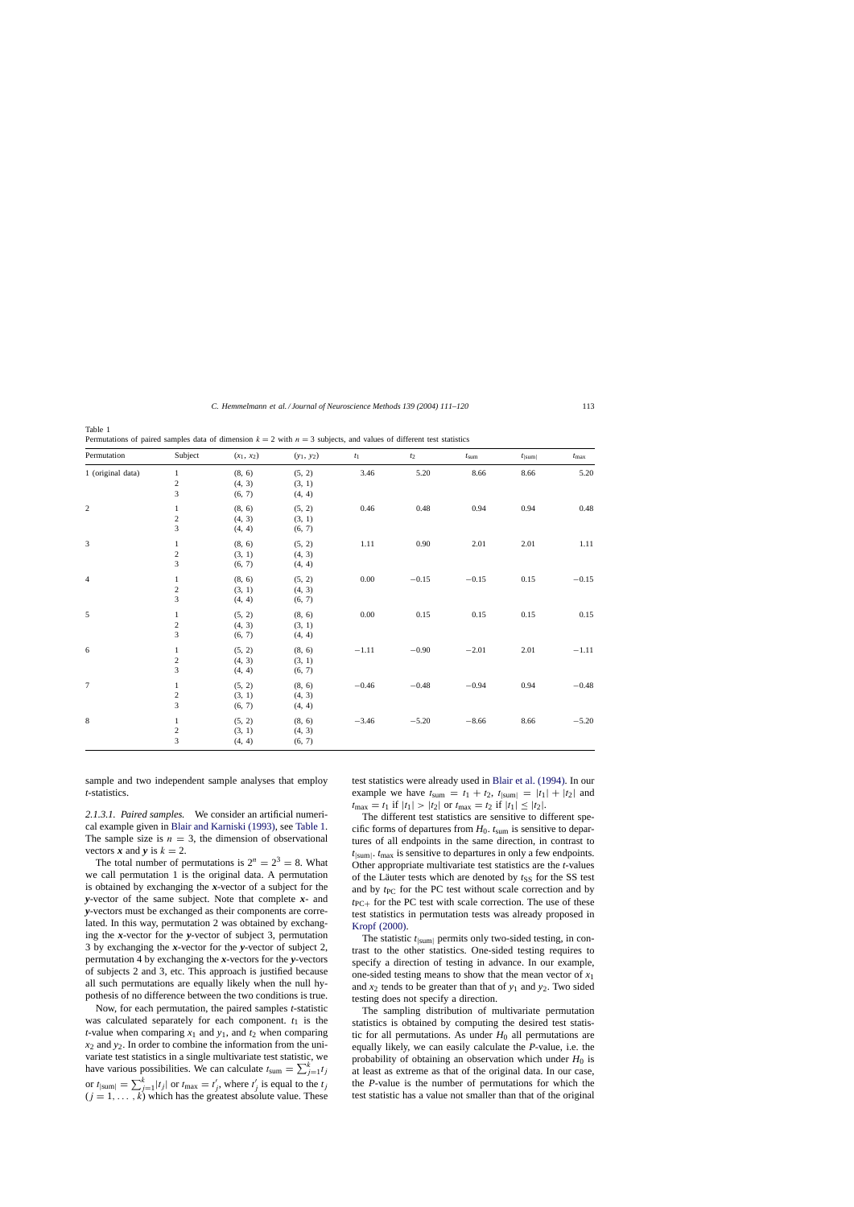Table 1
Permutations of paired samples data of dimension $k = 2$ with $n = 3$ subjects, and values of different test statistics

| Permutation | Subject | $(x_1, x_2)$ | $(y_1, y_2)$ | $t_1$ | $t_2$ | $t_{sum}$ | $t_{\|sum\|}$ | $t_{max}$ |
|---|---|---|---|---|---|---|---|---|
| 1 (original data) | 1 | (8, 6) | (5, 2) | 3.46 | 5.20 | 8.66 | 8.66 | 5.20 |
| | 2 | (4, 3) | (3, 1) | | | | | |
| | 3 | (6, 7) | (4, 4) | | | | | |
| 2 | 1 | (8, 6) | (5, 2) | 0.46 | 0.48 | 0.94 | 0.94 | 0.48 |
| | 2 | (4, 3) | (3, 1) | | | | | |
| | 3 | (4, 4) | (6, 7) | | | | | |
| 3 | 1 | (8, 6) | (5, 2) | 1.11 | 0.90 | 2.01 | 2.01 | 1.11 |
| | 2 | (3, 1) | (4, 3) | | | | | |
| | 3 | (6, 7) | (4, 4) | | | | | |
| 4 | 1 | (8, 6) | (5, 2) | 0.00 | −0.15 | −0.15 | 0.15 | −0.15 |
| | 2 | (3, 1) | (4, 3) | | | | | |
| | 3 | (4, 4) | (6, 7) | | | | | |
| 5 | 1 | (5, 2) | (8, 6) | 0.00 | 0.15 | 0.15 | 0.15 | 0.15 |
| | 2 | (4, 3) | (3, 1) | | | | | |
| | 3 | (6, 7) | (4, 4) | | | | | |
| 6 | 1 | (5, 2) | (8, 6) | −1.11 | −0.90 | −2.01 | 2.01 | −1.11 |
| | 2 | (4, 3) | (3, 1) | | | | | |
| | 3 | (4, 4) | (6, 7) | | | | | |
| 7 | 1 | (5, 2) | (8, 6) | −0.46 | −0.48 | −0.94 | 0.94 | −0.48 |
| | 2 | (3, 1) | (4, 3) | | | | | |
| | 3 | (6, 7) | (4, 4) | | | | | |
| 8 | 1 | (5, 2) | (8, 6) | −3.46 | −5.20 | −8.66 | 8.66 | −5.20 |
| | 2 | (3, 1) | (4, 3) | | | | | |
| | 3 | (4, 4) | (6, 7) | | | | | |

sample and two independent sample analyses that employ *t*-statistics.

*2.1.3.1. Paired samples.* We consider an artificial numerical example given in Blair and Karniski (1993), see Table 1. The sample size is $n = 3$, the dimension of observational vectors $\boldsymbol{x}$ and $\boldsymbol{y}$ is $k = 2$.

The total number of permutations is $2^n = 2^3 = 8$. What we call permutation 1 is the original data. A permutation is obtained by exchanging the $\boldsymbol{x}$-vector of a subject for the $\boldsymbol{y}$-vector of the same subject. Note that complete $\boldsymbol{x}$- and $\boldsymbol{y}$-vectors must be exchanged as their components are correlated. In this way, permutation 2 was obtained by exchanging the $\boldsymbol{x}$-vector for the $\boldsymbol{y}$-vector of subject 3, permutation 3 by exchanging the $\boldsymbol{x}$-vector for the $\boldsymbol{y}$-vector of subject 2, permutation 4 by exchanging the $\boldsymbol{x}$-vectors for the $\boldsymbol{y}$-vectors of subjects 2 and 3, etc. This approach is justified because all such permutations are equally likely when the null hypothesis of no difference between the two conditions is true.

Now, for each permutation, the paired samples *t*-statistic was calculated separately for each component. $t_1$ is the *t*-value when comparing $x_1$ and $y_1$, and $t_2$ when comparing $x_2$ and $y_2$. In order to combine the information from the univariate test statistics in a single multivariate test statistic, we have various possibilities. We can calculate $t_{sum} = \sum_{j=1}^{k} t_j$ or $t_{|sum|} = \sum_{j=1}^{k} |t_j|$ or $t_{max} = t'_j$, where $t'_j$ is equal to the $t_j$ $(j = 1, \ldots, k)$ which has the greatest absolute value. These test statistics were already used in Blair et al. (1994). In our example we have $t_{sum} = t_1 + t_2$, $t_{|sum|} = |t_1| + |t_2|$ and $t_{max} = t_1$ if $|t_1| > |t_2|$ or $t_{max} = t_2$ if $|t_1| \leq |t_2|$.

The different test statistics are sensitive to different specific forms of departures from $H_0$. $t_{sum}$ is sensitive to departures of all endpoints in the same direction, in contrast to $t_{|sum|}$. $t_{max}$ is sensitive to departures in only a few endpoints. Other appropriate multivariate test statistics are the *t*-values of the Läuter tests which are denoted by $t_{SS}$ for the SS test and by $t_{PC}$ for the PC test without scale correction and by $t_{PC+}$ for the PC test with scale correction. The use of these test statistics in permutation tests was already proposed in Kropf (2000).

The statistic $t_{|sum|}$ permits only two-sided testing, in contrast to the other statistics. One-sided testing requires to specify a direction of testing in advance. In our example, one-sided testing means to show that the mean vector of $x_1$ and $x_2$ tends to be greater than that of $y_1$ and $y_2$. Two sided testing does not specify a direction.

The sampling distribution of multivariate permutation statistics is obtained by computing the desired test statistic for all permutations. As under $H_0$ all permutations are equally likely, we can easily calculate the *P*-value, i.e. the probability of obtaining an observation which under $H_0$ is at least as extreme as that of the original data. In our case, the *P*-value is the number of permutations for which the test statistic has a value not smaller than that of the original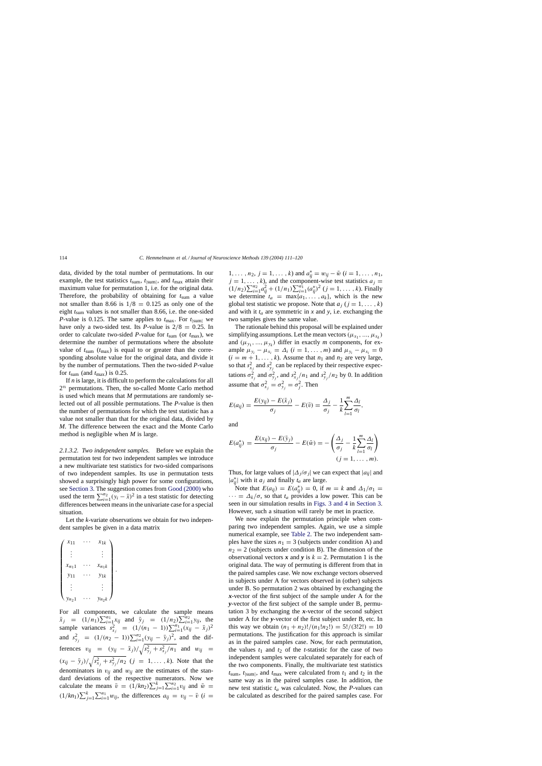data, divided by the total number of permutations. In our example, the test statistics $t_{\text{sum}}$, $t_{|\text{sum}|}$, and $t_{\text{max}}$ attain their maximum value for permutation 1, i.e. for the original data. Therefore, the probability of obtaining for $t_{\text{sum}}$ a value not smaller than 8.66 is $1/8 = 0.125$ as only one of the eight $t_{\text{sum}}$ values is not smaller than 8.66, i.e. the one-sided *P*-value is 0.125. The same applies to $t_{\text{max}}$. For $t_{|\text{sum}|}$ we have only a two-sided test. Its *P*-value is $2/8 = 0.25$. In order to calculate two-sided *P*-value for $t_{\text{sum}}$ (or $t_{\text{max}}$), we determine the number of permutations where the absolute value of $t_{\text{sum}}$ ($t_{\text{max}}$) is equal to or greater than the corresponding absolute value for the original data, and divide it by the number of permutations. Then the two-sided *P*-value for $t_{\text{sum}}$ (and $t_{\text{max}}$) is 0.25.

If *n* is large, it is difficult to perform the calculations for all $2^n$ permutations. Then, the so-called Monte Carlo method is used which means that *M* permutations are randomly selected out of all possible permutations. The *P*-value is then the number of permutations for which the test statistic has a value not smaller than that for the original data, divided by *M*. The difference between the exact and the Monte Carlo method is negligible when *M* is large.

*2.1.3.2. Two independent samples.* Before we explain the permutation test for two independent samples we introduce a new multivariate test statistics for two-sided comparisons of two independent samples. Its use in permutation tests showed a surprisingly high power for some configurations, see Section 3. The suggestion comes from Good (2000) who used the term $\sum_{i=1}^{n_2}(y_i - \bar{x})^2$ in a test statistic for detecting differences between means in the univariate case for a special situation.

Let the *k*-variate observations we obtain for two independent samples be given in a data matrix

$$
\begin{pmatrix}
x_{11} & \cdots & x_{1k} \\
\vdots & & \vdots \\
x_{n_1 1} & \cdots & x_{n_1 k} \\
y_{11} & \cdots & y_{1k} \\
\vdots & & \vdots \\
y_{n_2 1} & \cdots & y_{n_2 k}
\end{pmatrix}.
$$

For all components, we calculate the sample means $\bar{x}_j = (1/n_1)\sum_{i=1}^{n_1} x_{ij}$ and $\bar{y}_j = (1/n_2)\sum_{i=1}^{n_2} y_{ij}$, the sample variances $s_{x_j}^2 = (1/(n_1-1))\sum_{i=1}^{n_1}(x_{ij} - \bar{x}_j)^2$ and $s_{y_j}^2 = (1/(n_2-1))\sum_{i=1}^{n_2}(y_{ij} - \bar{y}_j)^2$, and the differences $v_{ij} = (y_{ij} - \bar{x}_j)/\sqrt{s_{y_j}^2 + s_{x_j}^2/n_1}$ and $w_{ij} = (x_{ij} - \bar{y}_j)/\sqrt{s_{x_j}^2 + s_{y_j}^2/n_2}$ $(j = 1, \ldots, k)$. Note that the denominators in $v_{ij}$ and $w_{ij}$ are the estimates of the standard deviations of the respective numerators. Now we calculate the means $\bar{v} = (1/kn_2)\sum_{j=1}^{k}\sum_{i=1}^{n_2} v_{ij}$ and $\bar{w} = (1/kn_1)\sum_{j=1}^{k}\sum_{i=1}^{n_1} w_{ij}$, the differences $a_{ij} = v_{ij} - \bar{v}$ $(i = 1, \ldots, n_2,\ j = 1, \ldots, k)$ and $a_{ij}^* = w_{ij} - \bar{w}$ $(i = 1, \ldots, n_1,\ j = 1, \ldots, k)$, and the component-wise test statistics $a_j = (1/n_2)\sum_{i=1}^{n_2} a_{ij}^2 + (1/n_1)\sum_{i=1}^{n_1}(a_{ij}^*)^2$ $(j = 1, \ldots, k)$. Finally we determine $t_a = \max\{a_1, \ldots, a_k\}$, which is the new global test statistic we propose. Note that $a_j$ $(j = 1, \ldots, k)$ and with it $t_a$ are symmetric in *x* and *y*, i.e. exchanging the two samples gives the same value.

The rationale behind this proposal will be explained under simplifying assumptions. Let the mean vectors $(\mu_{x_1}, \ldots, \mu_{x_k})$ and $(\mu_{y_1}, \ldots, \mu_{y_k})$ differ in exactly *m* components, for example $\mu_{y_i} - \mu_{x_i} = \Delta_i$ $(i = 1, \ldots, m)$ and $\mu_{y_i} - \mu_{x_i} = 0$ $(i = m+1, \ldots, k)$. Assume that $n_1$ and $n_2$ are very large, so that $s_{x_j}^2$ and $s_{y_j}^2$ can be replaced by their respective expectations $\sigma_{x_j}^2$ and $\sigma_{y_j}^2$, and $s_{x_j}^2/n_1$ and $s_{y_j}^2/n_2$ by 0. In addition assume that $\sigma_{x_j}^2 = \sigma_{y_j}^2 = \sigma_j^2$. Then

$$
E(a_{ij}) = \frac{E(y_{ij}) - E(\bar{x}_j)}{\sigma_j} - E(\bar{v}) = \frac{\Delta_j}{\sigma_j} - \frac{1}{k}\sum_{l=1}^{m}\frac{\Delta_l}{\sigma_l},
$$

and

$$
E(a_{ij}^*) = \frac{E(x_{ij}) - E(\bar{y}_j)}{\sigma_j} - E(\bar{w}) = -\left(\frac{\Delta_j}{\sigma_j} - \frac{1}{k}\sum_{l=1}^{m}\frac{\Delta_l}{\sigma_l}\right) \quad (j = 1, \ldots, m).
$$

Thus, for large values of $|\Delta_j/\sigma_j|$ we can expect that $|a_{ij}|$ and $|a_{ij}^*|$ with it $a_j$ and finally $t_a$ are large.

Note that $E(a_{ij}) = E(a_{ij}^*) = 0$, if $m = k$ and $\Delta_1/\sigma_1 = \cdots = \Delta_k/\sigma$, so that $t_a$ provides a low power. This can be seen in our simulation results in Figs. 3 and 4 in Section 3. However, such a situation will rarely be met in practice.

We now explain the permutation principle when comparing two independent samples. Again, we use a simple numerical example, see Table 2. The two independent samples have the sizes $n_1 = 3$ (subjects under condition A) and $n_2 = 2$ (subjects under condition B). The dimension of the observational vectors ***x*** and ***y*** is $k = 2$. Permutation 1 is the original data. The way of permuting is different from that in the paired samples case. We now exchange vectors observed in subjects under A for vectors observed in (other) subjects under B. So permutation 2 was obtained by exchanging the ***x***-vector of the first subject of the sample under A for the ***y***-vector of the first subject of the sample under B, permutation 3 by exchanging the ***x***-vector of the second subject under A for the ***y***-vector of the first subject under B, etc. In this way we obtain $(n_1 + n_2)!/(n_1!n_2!) = 5!/(3!2!) = 10$ permutations. The justification for this approach is similar as in the paired samples case. Now, for each permutation, the values $t_1$ and $t_2$ of the *t*-statistic for the case of two independent samples were calculated separately for each of the two components. Finally, the multivariate test statistics $t_{\text{sum}}$, $t_{|\text{sum}|}$, and $t_{\text{max}}$ were calculated from $t_1$ and $t_2$ in the same way as in the paired samples case. In addition, the new test statistic $t_a$ was calculated. Now, the *P*-values can be calculated as described for the paired samples case. For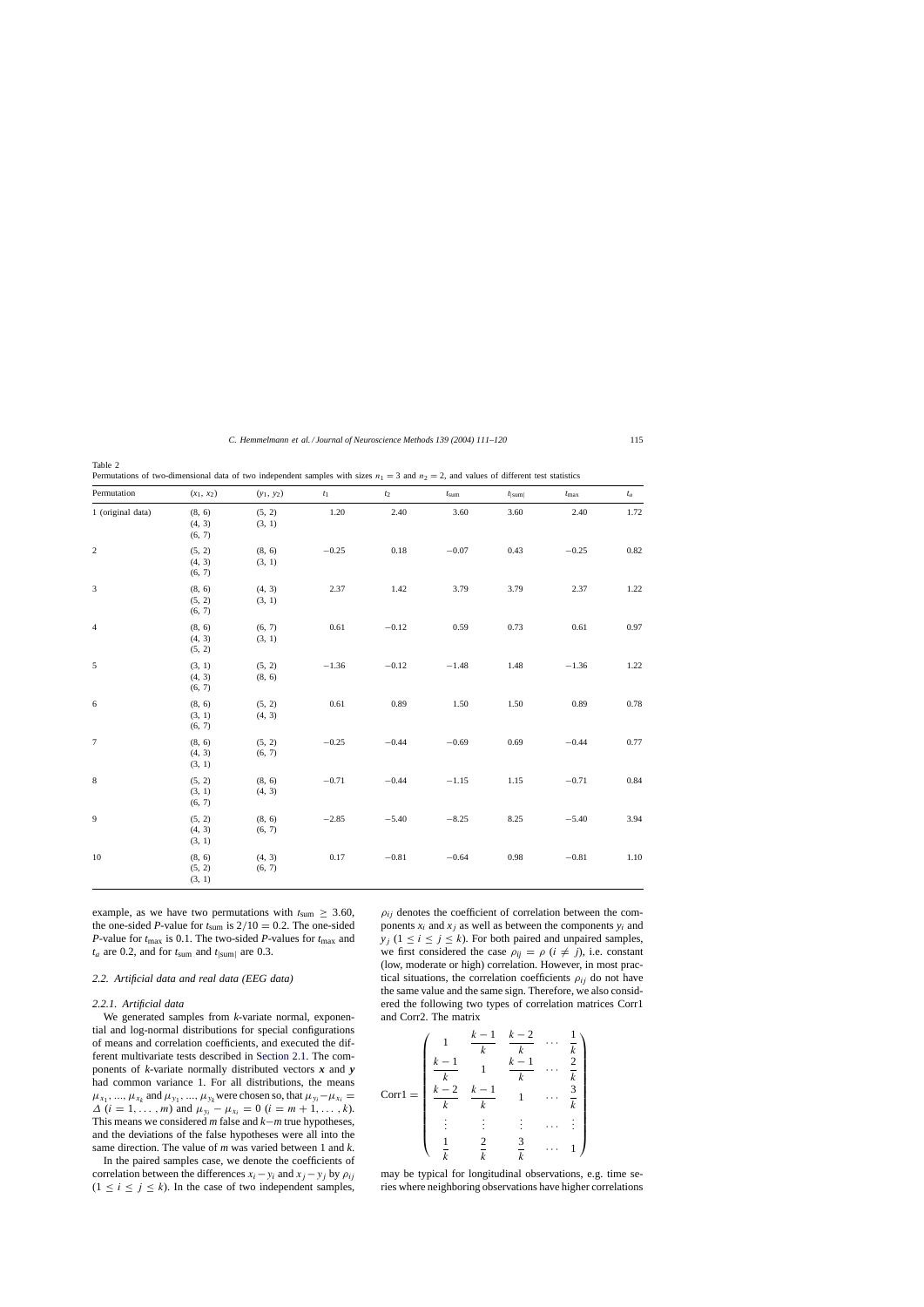Table 2
Permutations of two-dimensional data of two independent samples with sizes $n_1 = 3$ and $n_2 = 2$, and values of different test statistics

| Permutation | $(x_1, x_2)$ | $(y_1, y_2)$ | $t_1$ | $t_2$ | $t_{\text{sum}}$ | $t_{\lvert\text{sum}\rvert}$ | $t_{\max}$ | $t_a$ |
|---|---|---|---|---|---|---|---|---|
| 1 (original data) | (8, 6) (4, 3) (6, 7) | (5, 2) (3, 1) | 1.20 | 2.40 | 3.60 | 3.60 | 2.40 | 1.72 |
| 2 | (5, 2) (4, 3) (6, 7) | (8, 6) (3, 1) | −0.25 | 0.18 | −0.07 | 0.43 | −0.25 | 0.82 |
| 3 | (8, 6) (5, 2) (6, 7) | (4, 3) (3, 1) | 2.37 | 1.42 | 3.79 | 3.79 | 2.37 | 1.22 |
| 4 | (8, 6) (4, 3) (5, 2) | (6, 7) (3, 1) | 0.61 | −0.12 | 0.59 | 0.73 | 0.61 | 0.97 |
| 5 | (3, 1) (4, 3) (6, 7) | (5, 2) (8, 6) | −1.36 | −0.12 | −1.48 | 1.48 | −1.36 | 1.22 |
| 6 | (8, 6) (3, 1) (6, 7) | (5, 2) (4, 3) | 0.61 | 0.89 | 1.50 | 1.50 | 0.89 | 0.78 |
| 7 | (8, 6) (4, 3) (3, 1) | (5, 2) (6, 7) | −0.25 | −0.44 | −0.69 | 0.69 | −0.44 | 0.77 |
| 8 | (5, 2) (3, 1) (6, 7) | (8, 6) (4, 3) | −0.71 | −0.44 | −1.15 | 1.15 | −0.71 | 0.84 |
| 9 | (5, 2) (4, 3) (3, 1) | (8, 6) (6, 7) | −2.85 | −5.40 | −8.25 | 8.25 | −5.40 | 3.94 |
| 10 | (8, 6) (5, 2) (3, 1) | (4, 3) (6, 7) | 0.17 | −0.81 | −0.64 | 0.98 | −0.81 | 1.10 |

example, as we have two permutations with $t_{\text{sum}} \geq 3.60$, the one-sided *P*-value for $t_{\text{sum}}$ is $2/10 = 0.2$. The one-sided *P*-value for $t_{\max}$ is 0.1. The two-sided *P*-values for $t_{\max}$ and $t_a$ are 0.2, and for $t_{\text{sum}}$ and $t_{\lvert\text{sum}\rvert}$ are 0.3.

### 2.2. Artificial data and real data (EEG data)

#### 2.2.1. Artificial data

We generated samples from *k*-variate normal, exponential and log-normal distributions for special configurations of means and correlation coefficients, and executed the different multivariate tests described in Section 2.1. The components of *k*-variate normally distributed vectors $\boldsymbol{x}$ and $\boldsymbol{y}$ had common variance 1. For all distributions, the means $\mu_{x_1}, \ldots, \mu_{x_k}$ and $\mu_{y_1}, \ldots, \mu_{y_k}$ were chosen so, that $\mu_{y_i} - \mu_{x_i} = \Delta$ $(i = 1, \ldots, m)$ and $\mu_{y_i} - \mu_{x_i} = 0$ $(i = m+1, \ldots, k)$. This means we considered *m* false and $k-m$ true hypotheses, and the deviations of the false hypotheses were all into the same direction. The value of *m* was varied between 1 and *k*.

In the paired samples case, we denote the coefficients of correlation between the differences $x_i - y_i$ and $x_j - y_j$ by $\rho_{ij}$ $(1 \leq i \leq j \leq k)$. In the case of two independent samples, $\rho_{ij}$ denotes the coefficient of correlation between the components $x_i$ and $x_j$ as well as between the components $y_i$ and $y_j$ $(1 \leq i \leq j \leq k)$. For both paired and unpaired samples, we first considered the case $\rho_{ij} = \rho$ $(i \neq j)$, i.e. constant (low, moderate or high) correlation. However, in most practical situations, the correlation coefficients $\rho_{ij}$ do not have the same value and the same sign. Therefore, we also considered the following two types of correlation matrices Corr1 and Corr2. The matrix

$$
\text{Corr1} = \begin{pmatrix}
1 & \dfrac{k-1}{k} & \dfrac{k-2}{k} & \cdots & \dfrac{1}{k} \\
\dfrac{k-1}{k} & 1 & \dfrac{k-1}{k} & \cdots & \dfrac{2}{k} \\
\dfrac{k-2}{k} & \dfrac{k-1}{k} & 1 & \cdots & \dfrac{3}{k} \\
\vdots & \vdots & \vdots & \cdots & \vdots \\
\dfrac{1}{k} & \dfrac{2}{k} & \dfrac{3}{k} & \cdots & 1
\end{pmatrix}
$$

may be typical for longitudinal observations, e.g. time series where neighboring observations have higher correlations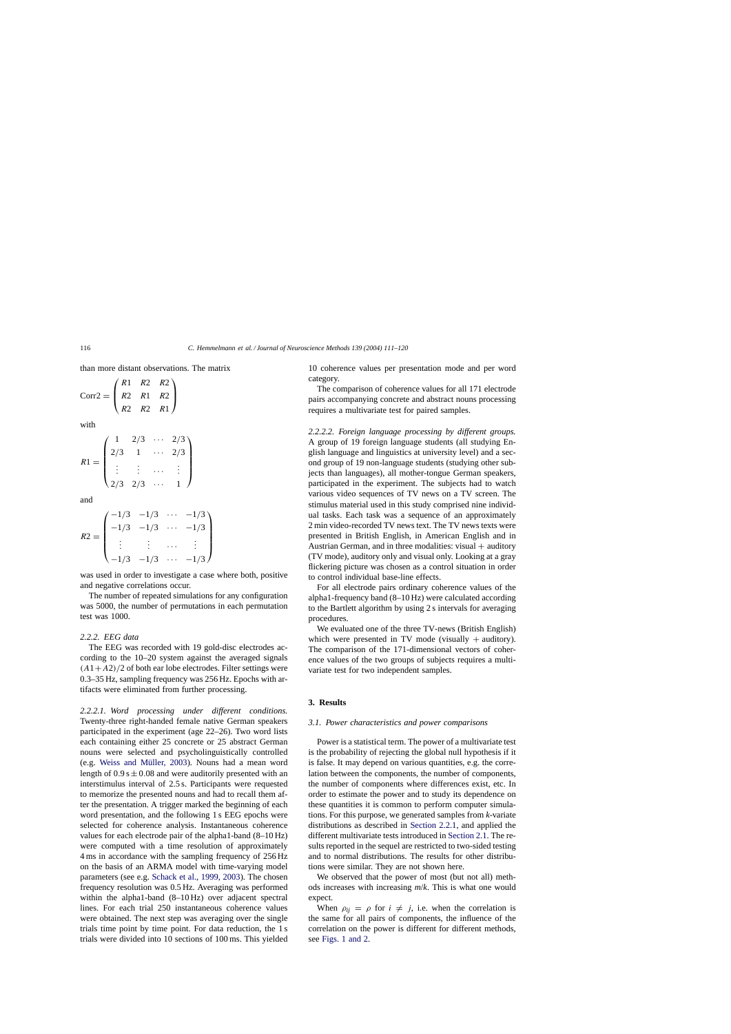than more distant observations. The matrix

$$\text{Corr2} = \begin{pmatrix} R1 & R2 & R2 \\ R2 & R1 & R2 \\ R2 & R2 & R1 \end{pmatrix}$$

with

$$R1 = \begin{pmatrix} 1 & 2/3 & \cdots & 2/3 \\ 2/3 & 1 & \cdots & 2/3 \\ \vdots & \vdots & \cdots & \vdots \\ 2/3 & 2/3 & \cdots & 1 \end{pmatrix}$$

and

$$R2 = \begin{pmatrix} -1/3 & -1/3 & \cdots & -1/3 \\ -1/3 & -1/3 & \cdots & -1/3 \\ \vdots & \vdots & \cdots & \vdots \\ -1/3 & -1/3 & \cdots & -1/3 \end{pmatrix}$$

was used in order to investigate a case where both, positive and negative correlations occur.

The number of repeated simulations for any configuration was 5000, the number of permutations in each permutation test was 1000.

### 2.2.2. EEG data

The EEG was recorded with 19 gold-disc electrodes according to the 10–20 system against the averaged signals $(A1 + A2)/2$ of both ear lobe electrodes. Filter settings were 0.3–35 Hz, sampling frequency was 256 Hz. Epochs with artifacts were eliminated from further processing.

*2.2.2.1. Word processing under different conditions.* Twenty-three right-handed female native German speakers participated in the experiment (age 22–26). Two word lists each containing either 25 concrete or 25 abstract German nouns were selected and psycholinguistically controlled (e.g. Weiss and Müller, 2003). Nouns had a mean word length of $0.9\,\text{s} \pm 0.08$ and were auditorily presented with an interstimulus interval of 2.5 s. Participants were requested to memorize the presented nouns and had to recall them after the presentation. A trigger marked the beginning of each word presentation, and the following 1 s EEG epochs were selected for coherence analysis. Instantaneous coherence values for each electrode pair of the alpha1-band (8–10 Hz) were computed with a time resolution of approximately 4 ms in accordance with the sampling frequency of 256 Hz on the basis of an ARMA model with time-varying model parameters (see e.g. Schack et al., 1999, 2003). The chosen frequency resolution was 0.5 Hz. Averaging was performed within the alpha1-band (8–10 Hz) over adjacent spectral lines. For each trial 250 instantaneous coherence values were obtained. The next step was averaging over the single trials time point by time point. For data reduction, the 1 s trials were divided into 10 sections of 100 ms. This yielded 10 coherence values per presentation mode and per word category.

The comparison of coherence values for all 171 electrode pairs accompanying concrete and abstract nouns processing requires a multivariate test for paired samples.

*2.2.2.2. Foreign language processing by different groups.* A group of 19 foreign language students (all studying English language and linguistics at university level) and a second group of 19 non-language students (studying other subjects than languages), all mother-tongue German speakers, participated in the experiment. The subjects had to watch various video sequences of TV news on a TV screen. The stimulus material used in this study comprised nine individual tasks. Each task was a sequence of an approximately 2 min video-recorded TV news text. The TV news texts were presented in British English, in American English and in Austrian German, and in three modalities: visual + auditory (TV mode), auditory only and visual only. Looking at a gray flickering picture was chosen as a control situation in order to control individual base-line effects.

For all electrode pairs ordinary coherence values of the alpha1-frequency band (8–10 Hz) were calculated according to the Bartlett algorithm by using 2 s intervals for averaging procedures.

We evaluated one of the three TV-news (British English) which were presented in TV mode (visually + auditory). The comparison of the 171-dimensional vectors of coherence values of the two groups of subjects requires a multivariate test for two independent samples.

## 3. Results

### 3.1. Power characteristics and power comparisons

Power is a statistical term. The power of a multivariate test is the probability of rejecting the global null hypothesis if it is false. It may depend on various quantities, e.g. the correlation between the components, the number of components, the number of components where differences exist, etc. In order to estimate the power and to study its dependence on these quantities it is common to perform computer simulations. For this purpose, we generated samples from $k$-variate distributions as described in Section 2.2.1, and applied the different multivariate tests introduced in Section 2.1. The results reported in the sequel are restricted to two-sided testing and to normal distributions. The results for other distributions were similar. They are not shown here.

We observed that the power of most (but not all) methods increases with increasing $m/k$. This is what one would expect.

When $\rho_{ij} = \rho$ for $i \neq j$, i.e. when the correlation is the same for all pairs of components, the influence of the correlation on the power is different for different methods, see Figs. 1 and 2.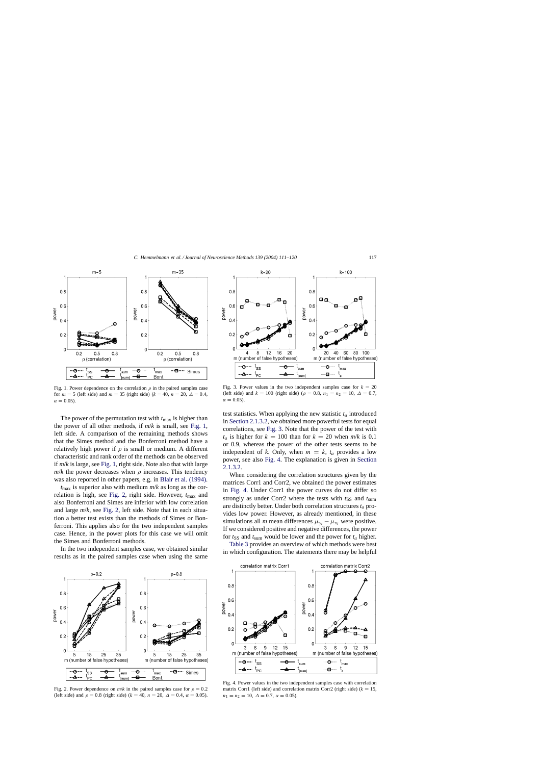Fig. 1. Power dependence on the correlation $\rho$ in the paired samples case for $m = 5$ (left side) and $m = 35$ (right side) ($k = 40$, $n = 20$, $\Delta = 0.4$, $\alpha = 0.05$).

The power of the permutation test with $t_{\max}$ is higher than the power of all other methods, if $m/k$ is small, see Fig. 1, left side. A comparison of the remaining methods shows that the Simes method and the Bonferroni method have a relatively high power if $\rho$ is small or medium. A different characteristic and rank order of the methods can be observed if $m/k$ is large, see Fig. 1, right side. Note also that with large $m/k$ the power decreases when $\rho$ increases. This tendency was also reported in other papers, e.g. in Blair et al. (1994).

$t_{\max}$ is superior also with medium $m/k$ as long as the correlation is high, see Fig. 2, right side. However, $t_{\max}$ and also Bonferroni and Simes are inferior with low correlation and large $m/k$, see Fig. 2, left side. Note that in each situation a better test exists than the methods of Simes or Bonferroni. This applies also for the two independent samples case. Hence, in the power plots for this case we will omit the Simes and Bonferroni methods.

In the two independent samples case, we obtained similar results as in the paired samples case when using the same test statistics. When applying the new statistic $t_a$ introduced in Section 2.1.3.2, we obtained more powerful tests for equal correlations, see Fig. 3. Note that the power of the test with $t_a$ is higher for $k = 100$ than for $k = 20$ when $m/k$ is 0.1 or 0.9, whereas the power of the other tests seems to be independent of $k$. Only, when $m = k$, $t_a$ provides a low power, see also Fig. 4. The explanation is given in Section 2.1.3.2.

When considering the correlation structures given by the matrices Corr1 and Corr2, we obtained the power estimates in Fig. 4. Under Corr1 the power curves do not differ so strongly as under Corr2 where the tests with $t_{SS}$ and $t_{\text{sum}}$ are distinctly better. Under both correlation structures $t_a$ provides low power. However, as already mentioned, in these simulations all $m$ mean differences $\mu_{y_i} - \mu_{x_i}$ were positive. If we considered positive and negative differences, the power for $t_{SS}$ and $t_{\text{sum}}$ would be lower and the power for $t_a$ higher.

Table 3 provides an overview of which methods were best in which configuration. The statements there may be helpful

Fig. 2. Power dependence on $m/k$ in the paired samples case for $\rho = 0.2$ (left side) and $\rho = 0.8$ (right side) ($k = 40$, $n = 20$, $\Delta = 0.4$, $\alpha = 0.05$).

Fig. 3. Power values in the two independent samples case for $k = 20$ (left side) and $k = 100$ (right side) ($\rho = 0.8$, $n_1 = n_2 = 10$, $\Delta = 0.7$, $\alpha = 0.05$).

Fig. 4. Power values in the two independent samples case with correlation matrix Corr1 (left side) and correlation matrix Corr2 (right side) ($k = 15$, $n_1 = n_2 = 10$, $\Delta = 0.7$, $\alpha = 0.05$).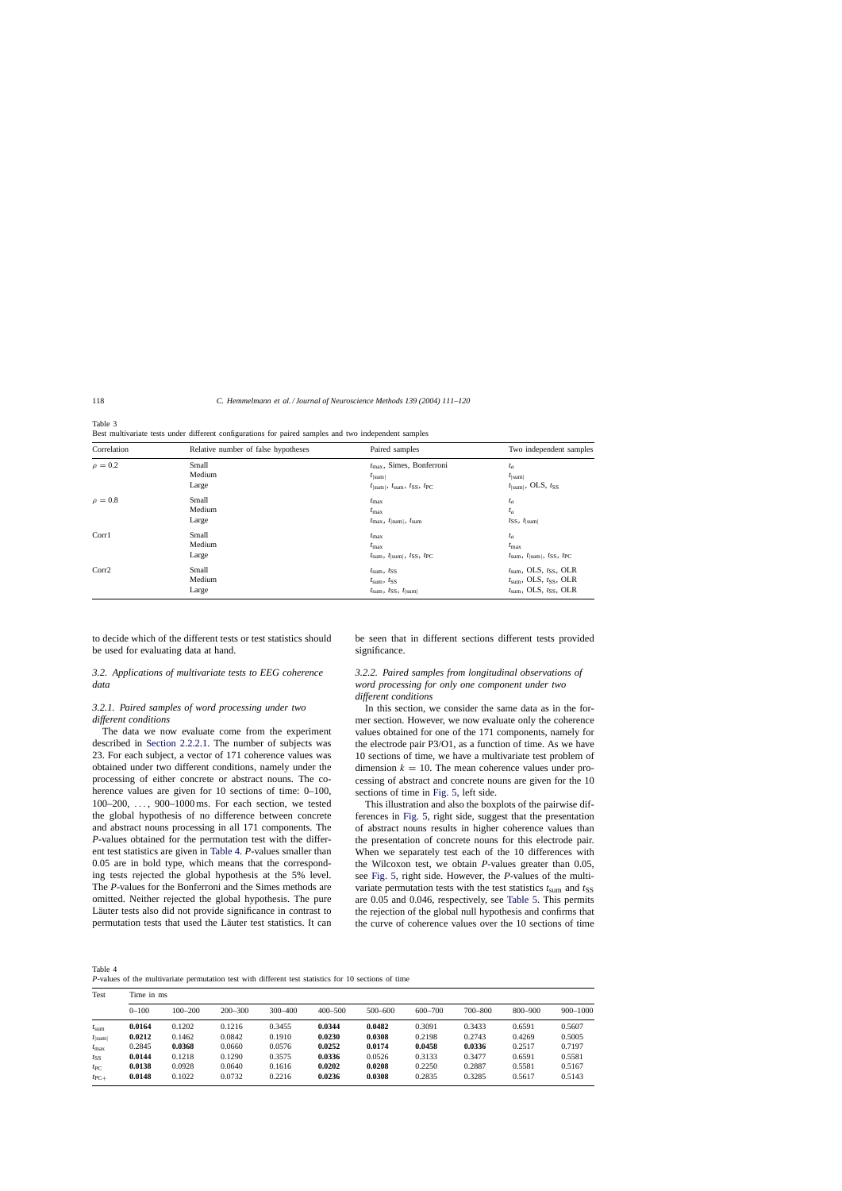Table 3
Best multivariate tests under different configurations for paired samples and two independent samples

| Correlation | Relative number of false hypotheses | Paired samples | Two independent samples |
|---|---|---|---|
| $\rho = 0.2$ | Small | $t_{max}$, Simes, Bonferroni | $t_a$ |
| | Medium | $t_{\|sum\|}$ | $t_{\|sum\|}$ |
| | Large | $t_{\|sum\|}$, $t_{sum}$, $t_{SS}$, $t_{PC}$ | $t_{\|sum\|}$, OLS, $t_{SS}$ |
| $\rho = 0.8$ | Small | $t_{max}$ | $t_a$ |
| | Medium | $t_{max}$ | $t_a$ |
| | Large | $t_{max}$, $t_{\|sum\|}$, $t_{sum}$ | $t_{SS}$, $t_{\|sum\|}$ |
| Corr1 | Small | $t_{max}$ | $t_a$ |
| | Medium | $t_{max}$ | $t_{max}$ |
| | Large | $t_{sum}$, $t_{\|sum\|}$, $t_{SS}$, $t_{PC}$ | $t_{sum}$, $t_{\|sum\|}$, $t_{SS}$, $t_{PC}$ |
| Corr2 | Small | $t_{sum}$, $t_{SS}$ | $t_{sum}$, OLS, $t_{SS}$, OLR |
| | Medium | $t_{sum}$, $t_{SS}$ | $t_{sum}$, OLS, $t_{SS}$, OLR |
| | Large | $t_{sum}$, $t_{SS}$, $t_{\|sum\|}$ | $t_{sum}$, OLS, $t_{SS}$, OLR |

to decide which of the different tests or test statistics should be used for evaluating data at hand.

### 3.2. Applications of multivariate tests to EEG coherence data

#### 3.2.1. Paired samples of word processing under two different conditions

The data we now evaluate come from the experiment described in Section 2.2.2.1. The number of subjects was 23. For each subject, a vector of 171 coherence values was obtained under two different conditions, namely under the processing of either concrete or abstract nouns. The coherence values are given for 10 sections of time: 0–100, 100–200, ..., 900–1000 ms. For each section, we tested the global hypothesis of no difference between concrete and abstract nouns processing in all 171 components. The *P*-values obtained for the permutation test with the different test statistics are given in Table 4. *P*-values smaller than 0.05 are in bold type, which means that the corresponding tests rejected the global hypothesis at the 5% level. The *P*-values for the Bonferroni and the Simes methods are omitted. Neither rejected the global hypothesis. The pure Läuter tests also did not provide significance in contrast to permutation tests that used the Läuter test statistics. It can be seen that in different sections different tests provided significance.

#### 3.2.2. Paired samples from longitudinal observations of word processing for only one component under two different conditions

In this section, we consider the same data as in the former section. However, we now evaluate only the coherence values obtained for one of the 171 components, namely for the electrode pair P3/O1, as a function of time. As we have 10 sections of time, we have a multivariate test problem of dimension $k = 10$. The mean coherence values under processing of abstract and concrete nouns are given for the 10 sections of time in Fig. 5, left side.

This illustration and also the boxplots of the pairwise differences in Fig. 5, right side, suggest that the presentation of abstract nouns results in higher coherence values than the presentation of concrete nouns for this electrode pair. When we separately test each of the 10 differences with the Wilcoxon test, we obtain *P*-values greater than 0.05, see Fig. 5, right side. However, the *P*-values of the multivariate permutation tests with the test statistics $t_{sum}$ and $t_{SS}$ are 0.05 and 0.046, respectively, see Table 5. This permits the rejection of the global null hypothesis and confirms that the curve of coherence values over the 10 sections of time

Table 4
*P*-values of the multivariate permutation test with different test statistics for 10 sections of time

| Test | Time in ms | | | | | | | | | |
|---|---|---|---|---|---|---|---|---|---|---|
| | 0–100 | 100–200 | 200–300 | 300–400 | 400–500 | 500–600 | 600–700 | 700–800 | 800–900 | 900–1000 |
| $t_{sum}$ | **0.0164** | 0.1202 | 0.1216 | 0.3455 | **0.0344** | **0.0482** | 0.3091 | 0.3433 | 0.6591 | 0.5607 |
| $t_{\|sum\|}$ | **0.0212** | 0.1462 | 0.0842 | 0.1910 | **0.0230** | **0.0308** | 0.2198 | 0.2743 | 0.4269 | 0.5005 |
| $t_{max}$ | 0.2845 | **0.0368** | 0.0660 | 0.0576 | **0.0252** | **0.0174** | **0.0458** | **0.0336** | 0.2517 | 0.7197 |
| $t_{SS}$ | **0.0144** | 0.1218 | 0.1290 | 0.3575 | **0.0336** | 0.0526 | 0.3133 | 0.3477 | 0.6591 | 0.5581 |
| $t_{PC}$ | **0.0138** | 0.0928 | 0.0640 | 0.1616 | **0.0202** | **0.0208** | 0.2250 | 0.2887 | 0.5581 | 0.5167 |
| $t_{PC+}$ | **0.0148** | 0.1022 | 0.0732 | 0.2216 | **0.0236** | **0.0308** | 0.2835 | 0.3285 | 0.5617 | 0.5143 |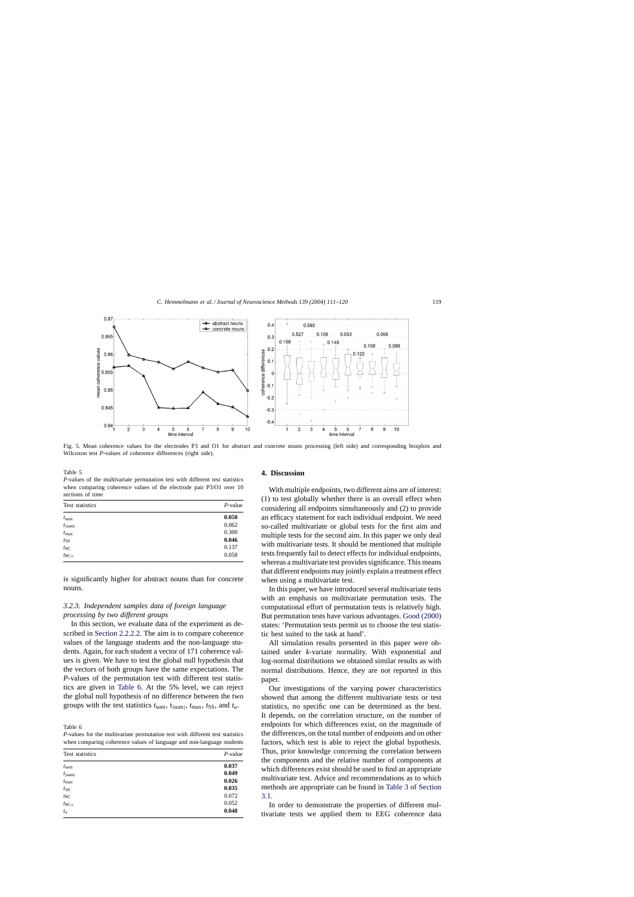Fig. 5. Mean coherence values for the electrodes P3 and O1 for abstract and concrete nouns processing (left side) and corresponding boxplots and Wilcoxon test P-values of coherence differences (right side).

Table 5
P-values of the multivariate permutation test with different test statistics when comparing coherence values of the electrode pair P3/O1 over 10 sections of time

| Test statistics | P-value |
|---|---|
| $t_{sum}$ | **0.050** |
| $t_{\vert sum \vert}$ | 0.062 |
| $t_{max}$ | 0.300 |
| $t_{SS}$ | **0.046** |
| $t_{PC}$ | 0.137 |
| $t_{PC+}$ | 0.058 |

is significantly higher for abstract nouns than for concrete nouns.

### 3.2.3. Independent samples data of foreign language processing by two different groups

In this section, we evaluate data of the experiment as described in Section 2.2.2.2. The aim is to compare coherence values of the language students and the non-language students. Again, for each student a vector of 171 coherence values is given. We have to test the global null hypothesis that the vectors of both groups have the same expectations. The P-values of the permutation test with different test statistics are given in Table 6. At the 5% level, we can reject the global null hypothesis of no difference between the two groups with the test statistics $t_{sum}$, $t_{|sum|}$, $t_{max}$, $t_{SS}$, and $t_a$.

Table 6
P-values for the multivariate permutation test with different test statistics when comparing coherence values of language and non-language students

| Test statistics | P-value |
|---|---|
| $t_{sum}$ | **0.037** |
| $t_{\vert sum \vert}$ | **0.049** |
| $t_{max}$ | **0.026** |
| $t_{SS}$ | **0.035** |
| $t_{PC}$ | 0.072 |
| $t_{PC+}$ | 0.052 |
| $t_a$ | **0.048** |

## 4. Discussion

With multiple endpoints, two different aims are of interest: (1) to test globally whether there is an overall effect when considering all endpoints simultaneously and (2) to provide an efficacy statement for each individual endpoint. We need so-called multivariate or global tests for the first aim and multiple tests for the second aim. In this paper we only deal with multivariate tests. It should be mentioned that multiple tests frequently fail to detect effects for individual endpoints, whereas a multivariate test provides significance. This means that different endpoints may jointly explain a treatment effect when using a multivariate test.

In this paper, we have introduced several multivariate tests with an emphasis on multivariate permutation tests. The computational effort of permutation tests is relatively high. But permutation tests have various advantages. Good (2000) states: 'Permutation tests permit us to choose the test statistic best suited to the task at hand'.

All simulation results presented in this paper were obtained under $k$-variate normality. With exponential and log-normal distributions we obtained similar results as with normal distributions. Hence, they are not reported in this paper.

Our investigations of the varying power characteristics showed that among the different multivariate tests or test statistics, no specific one can be determined as the best. It depends, on the correlation structure, on the number of endpoints for which differences exist, on the magnitude of the differences, on the total number of endpoints and on other factors, which test is able to reject the global hypothesis. Thus, prior knowledge concerning the correlation between the components and the relative number of components at which differences exist should be used to find an appropriate multivariate test. Advice and recommendations as to which methods are appropriate can be found in Table 3 of Section 3.1.

In order to demonstrate the properties of different multivariate tests we applied them to EEG coherence data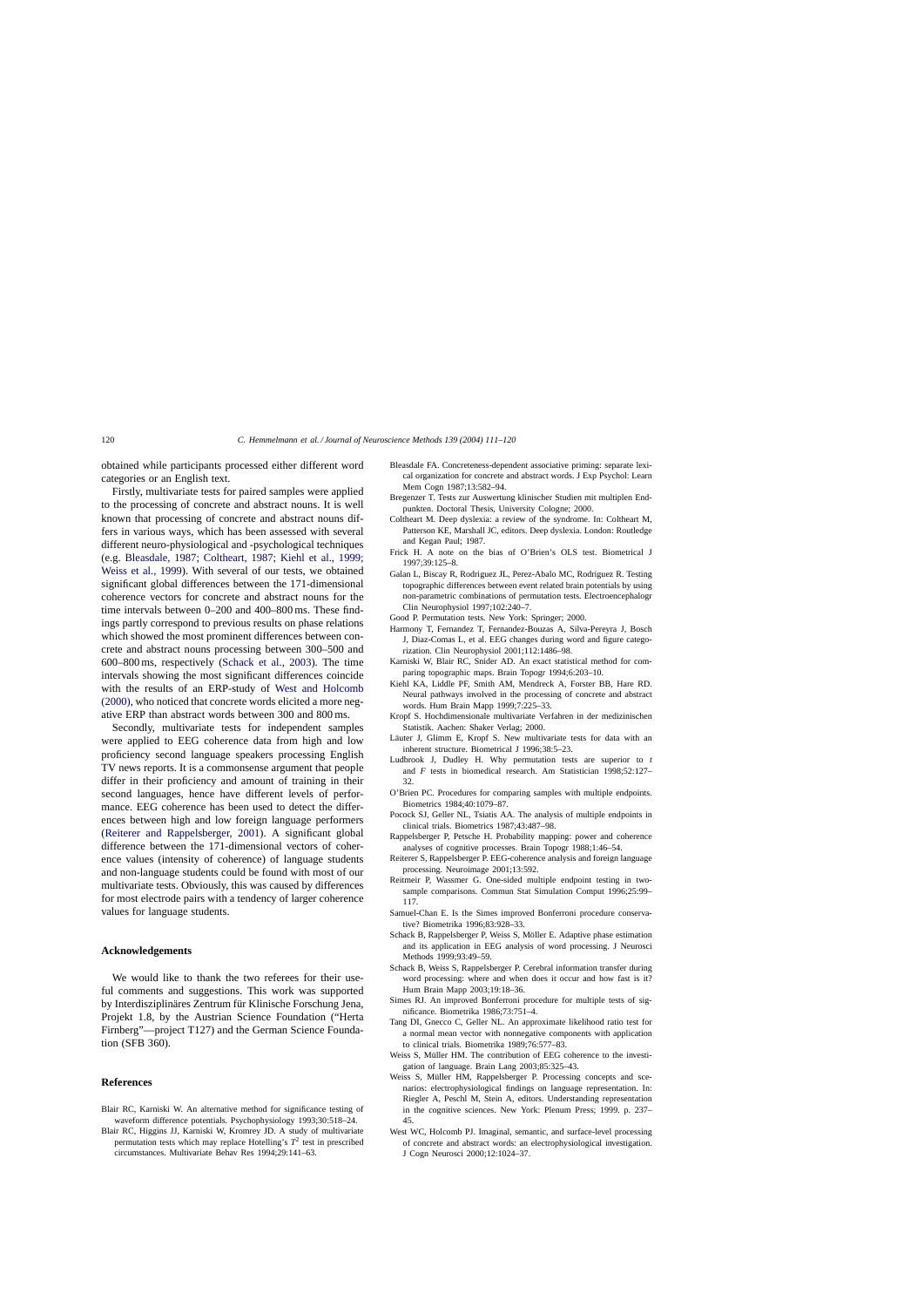obtained while participants processed either different word categories or an English text.

Firstly, multivariate tests for paired samples were applied to the processing of concrete and abstract nouns. It is well known that processing of concrete and abstract nouns differs in various ways, which has been assessed with several different neuro-physiological and -psychological techniques (e.g. Bleasdale, 1987; Coltheart, 1987; Kiehl et al., 1999; Weiss et al., 1999). With several of our tests, we obtained significant global differences between the 171-dimensional coherence vectors for concrete and abstract nouns for the time intervals between 0–200 and 400–800 ms. These findings partly correspond to previous results on phase relations which showed the most prominent differences between concrete and abstract nouns processing between 300–500 and 600–800 ms, respectively (Schack et al., 2003). The time intervals showing the most significant differences coincide with the results of an ERP-study of West and Holcomb (2000), who noticed that concrete words elicited a more negative ERP than abstract words between 300 and 800 ms.

Secondly, multivariate tests for independent samples were applied to EEG coherence data from high and low proficiency second language speakers processing English TV news reports. It is a commonsense argument that people differ in their proficiency and amount of training in their second languages, hence have different levels of performance. EEG coherence has been used to detect the differences between high and low foreign language performers (Reiterer and Rappelsberger, 2001). A significant global difference between the 171-dimensional vectors of coherence values (intensity of coherence) of language students and non-language students could be found with most of our multivariate tests. Obviously, this was caused by differences for most electrode pairs with a tendency of larger coherence values for language students.

## Acknowledgements

We would like to thank the two referees for their useful comments and suggestions. This work was supported by Interdisziplinäres Zentrum für Klinische Forschung Jena, Projekt 1.8, by the Austrian Science Foundation ("Herta Firnberg"—project T127) and the German Science Foundation (SFB 360).

## References

Blair RC, Karniski W. An alternative method for significance testing of waveform difference potentials. Psychophysiology 1993;30:518–24.

Blair RC, Higgins JJ, Karniski W, Kromrey JD. A study of multivariate permutation tests which may replace Hotelling's $T^2$ test in prescribed circumstances. Multivariate Behav Res 1994;29:141–63.

Bleasdale FA. Concreteness-dependent associative priming: separate lexical organization for concrete and abstract words. J Exp Psychol: Learn Mem Cogn 1987;13:582–94.

Bregenzer T. Tests zur Auswertung klinischer Studien mit multiplen Endpunkten. Doctoral Thesis, University Cologne; 2000.

Coltheart M. Deep dyslexia: a review of the syndrome. In: Coltheart M, Patterson KE, Marshall JC, editors. Deep dyslexia. London: Routledge and Kegan Paul; 1987.

Frick H. A note on the bias of O'Brien's OLS test. Biometrical J 1997;39:125–8.

Galan L, Biscay R, Rodriguez JL, Perez-Abalo MC, Rodriguez R. Testing topographic differences between event related brain potentials by using non-parametric combinations of permutation tests. Electroencephalogr Clin Neurophysiol 1997;102:240–7.

Good P. Permutation tests. New York: Springer; 2000.

Harmony T, Fernandez T, Fernandez-Bouzas A, Silva-Pereyra J, Bosch J, Diaz-Comas L, et al. EEG changes during word and figure categorization. Clin Neurophysiol 2001;112:1486–98.

Karniski W, Blair RC, Snider AD. An exact statistical method for comparing topographic maps. Brain Topogr 1994;6:203–10.

Kiehl KA, Liddle PF, Smith AM, Mendreck A, Forster BB, Hare RD. Neural pathways involved in the processing of concrete and abstract words. Hum Brain Mapp 1999;7:225–33.

Kropf S. Hochdimensionale multivariate Verfahren in der medizinischen Statistik. Aachen: Shaker Verlag; 2000.

Läuter J, Glimm E, Kropf S. New multivariate tests for data with an inherent structure. Biometrical J 1996;38:5–23.

Ludbrook J, Dudley H. Why permutation tests are superior to $t$ and $F$ tests in biomedical research. Am Statistician 1998;52:127–32.

O'Brien PC. Procedures for comparing samples with multiple endpoints. Biometrics 1984;40:1079–87.

Pocock SJ, Geller NL, Tsiatis AA. The analysis of multiple endpoints in clinical trials. Biometrics 1987;43:487–98.

Rappelsberger P, Petsche H. Probability mapping: power and coherence analyses of cognitive processes. Brain Topogr 1988;1:46–54.

Reiterer S, Rappelsberger P. EEG-coherence analysis and foreign language processing. Neuroimage 2001;13:592.

Reitmeir P, Wassmer G. One-sided multiple endpoint testing in two-sample comparisons. Commun Stat Simulation Comput 1996;25:99–117.

Samuel-Chan E. Is the Simes improved Bonferroni procedure conservative? Biometrika 1996;83:928–33.

Schack B, Rappelsberger P, Weiss S, Möller E. Adaptive phase estimation and its application in EEG analysis of word processing. J Neurosci Methods 1999;93:49–59.

Schack B, Weiss S, Rappelsberger P. Cerebral information transfer during word processing: where and when does it occur and how fast is it? Hum Brain Mapp 2003;19:18–36.

Simes RJ. An improved Bonferroni procedure for multiple tests of significance. Biometrika 1986;73:751–4.

Tang DI, Gnecco C, Geller NL. An approximate likelihood ratio test for a normal mean vector with nonnegative components with application to clinical trials. Biometrika 1989;76:577–83.

Weiss S, Müller HM. The contribution of EEG coherence to the investigation of language. Brain Lang 2003;85:325–43.

Weiss S, Müller HM, Rappelsberger P. Processing concepts and scenarios: electrophysiological findings on language representation. In: Riegler A, Peschl M, Stein A, editors. Understanding representation in the cognitive sciences. New York: Plenum Press; 1999. p. 237–45.

West WC, Holcomb PJ. Imaginal, semantic, and surface-level processing of concrete and abstract words: an electrophysiological investigation. J Cogn Neurosci 2000;12:1024–37.